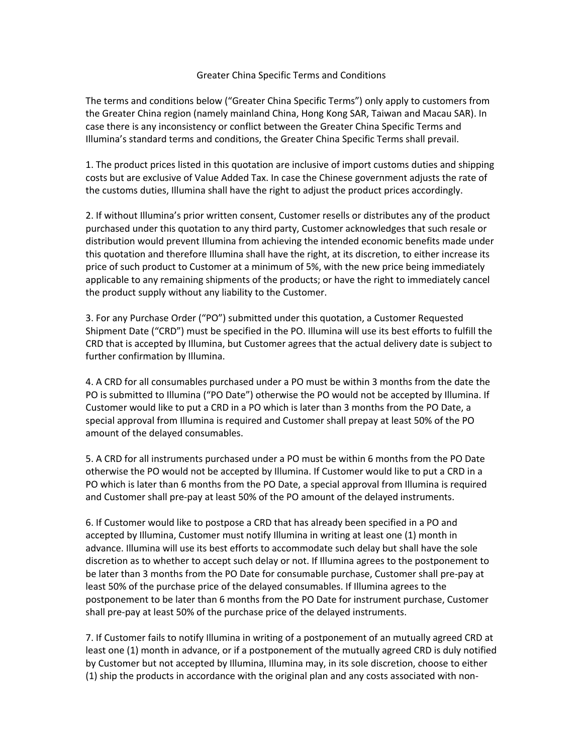# Greater China Specific Terms and Conditions

The terms and conditions below ("Greater China Specific Terms") only apply to customers from the Greater China region (namely mainland China, Hong Kong SAR, Taiwan and Macau SAR). In case there is any inconsistency or conflict between the Greater China Specific Terms and Illumina's standard terms and conditions, the Greater China Specific Terms shall prevail.

1. The product prices listed in this quotation are inclusive of import customs duties and shipping costs but are exclusive of Value Added Tax. In case the Chinese government adjusts the rate of the customs duties, Illumina shall have the right to adjust the product prices accordingly.

2. If without Illumina's prior written consent, Customer resells or distributes any of the product purchased under this quotation to any third party, Customer acknowledges that such resale or distribution would prevent Illumina from achieving the intended economic benefits made under this quotation and therefore Illumina shall have the right, at its discretion, to either increase its price of such product to Customer at a minimum of 5%, with the new price being immediately applicable to any remaining shipments of the products; or have the right to immediately cancel the product supply without any liability to the Customer.

3. For any Purchase Order ("PO") submitted under this quotation, a Customer Requested Shipment Date ("CRD") must be specified in the PO. Illumina will use its best efforts to fulfill the CRD that is accepted by Illumina, but Customer agrees that the actual delivery date is subject to further confirmation by Illumina.

4. A CRD for all consumables purchased under a PO must be within 3 months from the date the PO is submitted to Illumina ("PO Date") otherwise the PO would not be accepted by Illumina. If Customer would like to put a CRD in a PO which is later than 3 months from the PO Date, a special approval from Illumina is required and Customer shall prepay at least 50% of the PO amount of the delayed consumables.

5. A CRD for all instruments purchased under a PO must be within 6 months from the PO Date otherwise the PO would not be accepted by Illumina. If Customer would like to put a CRD in a PO which is later than 6 months from the PO Date, a special approval from Illumina is required and Customer shall pre-pay at least 50% of the PO amount of the delayed instruments.

6. If Customer would like to postpose a CRD that has already been specified in a PO and accepted by Illumina, Customer must notify Illumina in writing at least one (1) month in advance. Illumina will use its best efforts to accommodate such delay but shall have the sole discretion as to whether to accept such delay or not. If Illumina agrees to the postponement to be later than 3 months from the PO Date for consumable purchase, Customer shall pre-pay at least 50% of the purchase price of the delayed consumables. If Illumina agrees to the postponement to be later than 6 months from the PO Date for instrument purchase, Customer shall pre-pay at least 50% of the purchase price of the delayed instruments.

7. If Customer fails to notify Illumina in writing of a postponement of an mutually agreed CRD at least one (1) month in advance, or if a postponement of the mutually agreed CRD is duly notified by Customer but not accepted by Illumina, Illumina may, in its sole discretion, choose to either (1) ship the products in accordance with the original plan and any costs associated with non-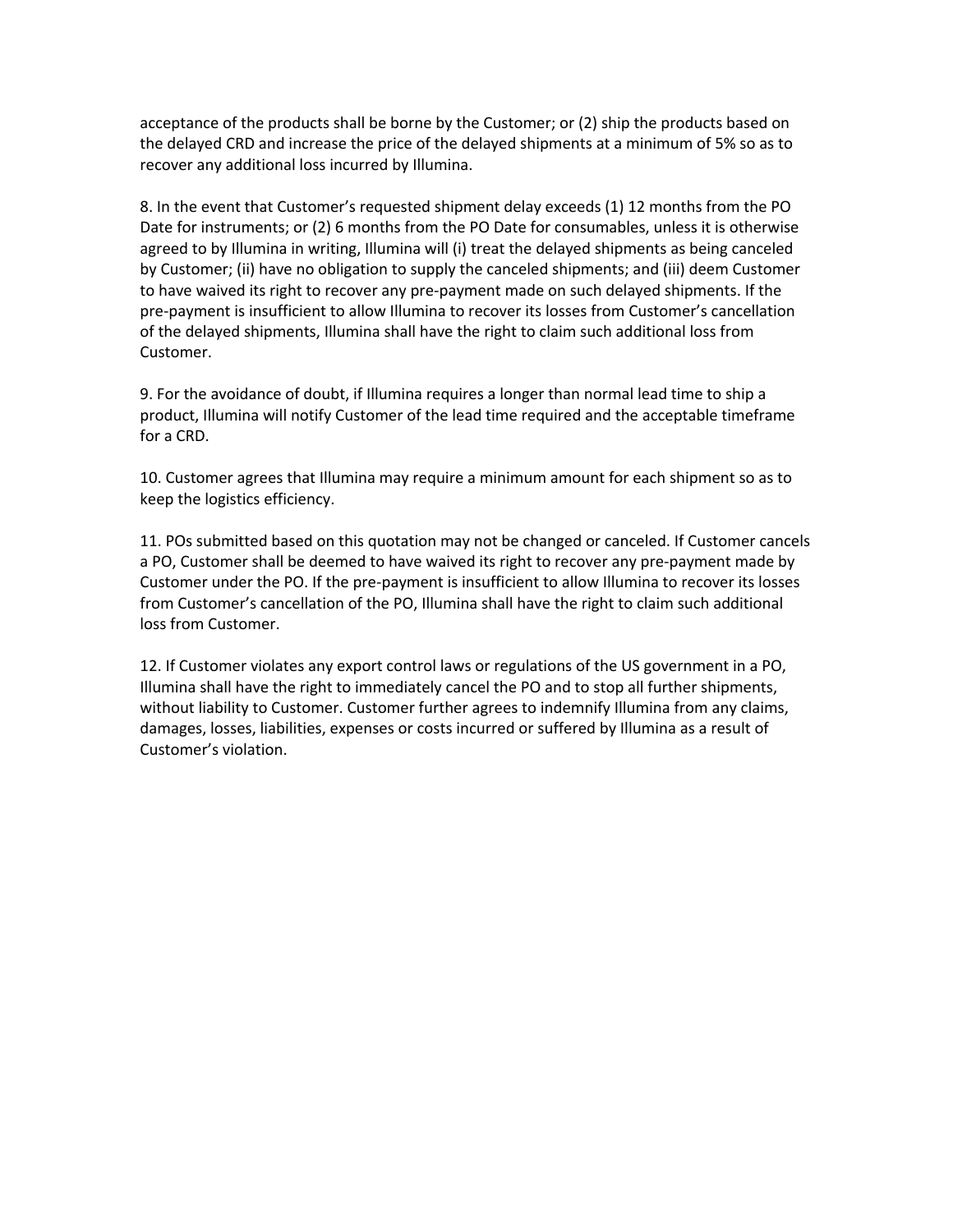acceptance of the products shall be borne by the Customer; or (2) ship the products based on the delayed CRD and increase the price of the delayed shipments at a minimum of 5% so as to recover any additional loss incurred by Illumina.

8. In the event that Customer's requested shipment delay exceeds (1) 12 months from the PO Date for instruments; or (2) 6 months from the PO Date for consumables, unless it is otherwise agreed to by Illumina in writing, Illumina will (i) treat the delayed shipments as being canceled by Customer; (ii) have no obligation to supply the canceled shipments; and (iii) deem Customer to have waived its right to recover any pre-payment made on such delayed shipments. If the pre-payment is insufficient to allow Illumina to recover its losses from Customer's cancellation of the delayed shipments, Illumina shall have the right to claim such additional loss from Customer.

9. For the avoidance of doubt, if Illumina requires a longer than normal lead time to ship a product, Illumina will notify Customer of the lead time required and the acceptable timeframe for a CRD.

10. Customer agrees that Illumina may require a minimum amount for each shipment so as to keep the logistics efficiency.

11. POs submitted based on this quotation may not be changed or canceled. If Customer cancels a PO, Customer shall be deemed to have waived its right to recover any pre-payment made by Customer under the PO. If the pre-payment is insufficient to allow Illumina to recover its losses from Customer's cancellation of the PO, Illumina shall have the right to claim such additional loss from Customer.

12. If Customer violates any export control laws or regulations of the US government in a PO, Illumina shall have the right to immediately cancel the PO and to stop all further shipments, without liability to Customer. Customer further agrees to indemnify Illumina from any claims, damages, losses, liabilities, expenses or costs incurred or suffered by Illumina as a result of Customer's violation.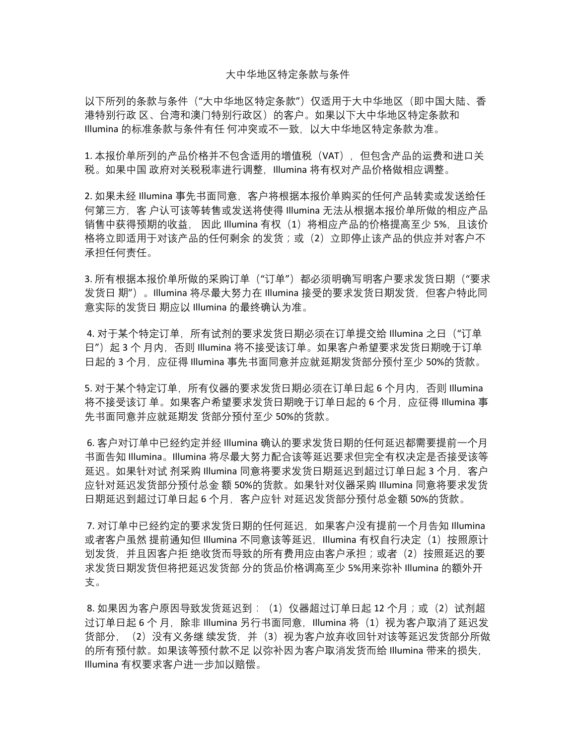# 大中华地区特定条款与条件

以下所列的条款与条件（"大中华地区特定条款"）仅适用于大中华地区（即中国大陆、香港特别行政区、台湾和澳门特别行政区）的客户。如果以下大中华地区特定条款和 Illumina 的标准条款与条件有任何冲突或不一致，以大中华地区特定条款为准。

1. 本报价单所列的产品价格并不包含适用的增值税（VAT），但包含产品的运费和进口关税。如果中国政府对关税税率进行调整，Illumina 将有权对产品价格做相应调整。

2. 如果未经 Illumina 事先书面同意，客户将根据本报价单购买的任何产品转卖或发送给任何第三方，客户认可该等转售或发送将使得 Illumina 无法从根据本报价单所做的相应产品销售中获得预期的收益，因此 Illumina 有权（1）将相应产品的价格提高至少 5%，且该价格将立即适用于对该产品的任何剩余的发货；或（2）立即停止该产品的供应并对客户不承担任何责任。

3. 所有根据本报价单所做的采购订单（"订单"）都必须明确写明客户要求发货日期（"要求发货日期"）。Illumina 将尽最大努力在 Illumina 接受的要求发货日期发货，但客户特此同意实际的发货日期应以 Illumina 的最终确认为准。

4. 对于某个特定订单，所有试剂的要求发货日期必须在订单提交给 Illumina 之日（"订单日"）起 3 个月内，否则 Illumina 将不接受该订单。如果客户希望要求发货日期晚于订单日起的 3 个月，应征得 Illumina 事先书面同意并应就延期发货部分预付至少 50%的货款。

5. 对于某个特定订单，所有仪器的要求发货日期必须在订单日起 6 个月内，否则 Illumina 将不接受该订单。如果客户希望要求发货日期晚于订单日起的 6 个月，应征得 Illumina 事先书面同意并应就延期发货部分预付至少 50%的货款。

6. 客户对订单中已经约定并经 Illumina 确认的要求发货日期的任何延迟都需要提前一个月书面告知 Illumina。Illumina 将尽最大努力配合该等延迟要求但完全有权决定是否接受该等延迟。如果针对试剂采购 Illumina 同意将要求发货日期延迟到超过订单日起 3 个月，客户应针对延迟发货部分预付总金额 50%的货款。如果针对仪器采购 Illumina 同意将要求发货日期延迟到超过订单日起 6 个月，客户应针对延迟发货部分预付总金额 50%的货款。

7. 对订单中已经约定的要求发货日期的任何延迟，如果客户没有提前一个月告知 Illumina 或者客户虽然提前通知但 Illumina 不同意该等延迟，Illumina 有权自行决定（1）按照原计划发货，并且因客户拒绝收货而导致的所有费用应由客户承担；或者（2）按照延迟的要求发货日期发货但将把延迟发货部分的货品价格调高至少 5%用来弥补 Illumina 的额外开支。

8. 如果因为客户原因导致发货延迟到：（1）仪器超过订单日起 12 个月；或（2）试剂超过订单日起 6 个月，除非 Illumina 另行书面同意，Illumina 将（1）视为客户取消了延迟发货部分，（2）没有义务继续发货，并（3）视为客户放弃收回针对该等延迟发货部分所做的所有预付款。如果该等预付款不足以弥补因为客户取消发货而给 Illumina 带来的损失，Illumina 有权要求客户进一步加以赔偿。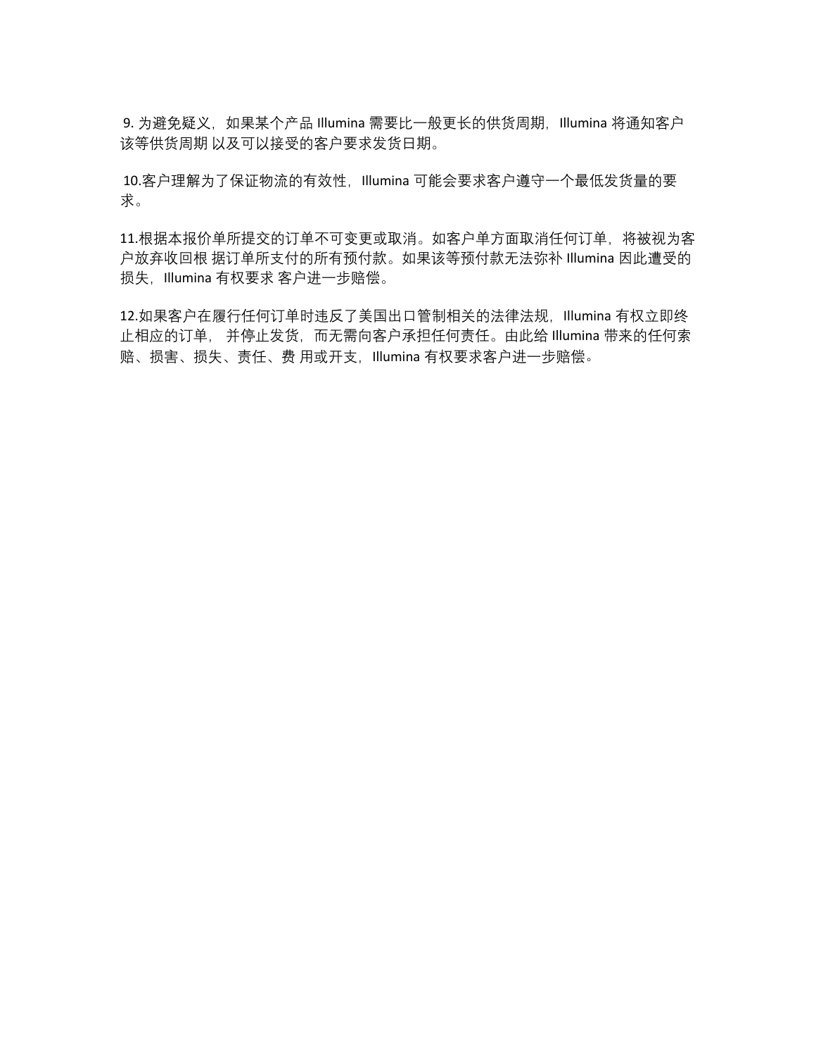9. 为避免疑义，如果某个产品 Illumina 需要比一般更长的供货周期，Illumina 将通知客户该等供货周期 以及可以接受的客户要求发货日期。

10.客户理解为了保证物流的有效性，Illumina 可能会要求客户遵守一个最低发货量的要求。

11.根据本报价单所提交的订单不可变更或取消。如客户单方面取消任何订单，将被视为客户放弃收回根 据订单所支付的所有预付款。如果该等预付款无法弥补 Illumina 因此遭受的损失，Illumina 有权要求 客户进一步赔偿。

12.如果客户在履行任何订单时违反了美国出口管制相关的法律法规，Illumina 有权立即终止相应的订单， 并停止发货，而无需向客户承担任何责任。由此给 Illumina 带来的任何索赔、损害、损失、责任、费 用或开支，Illumina 有权要求客户进一步赔偿。